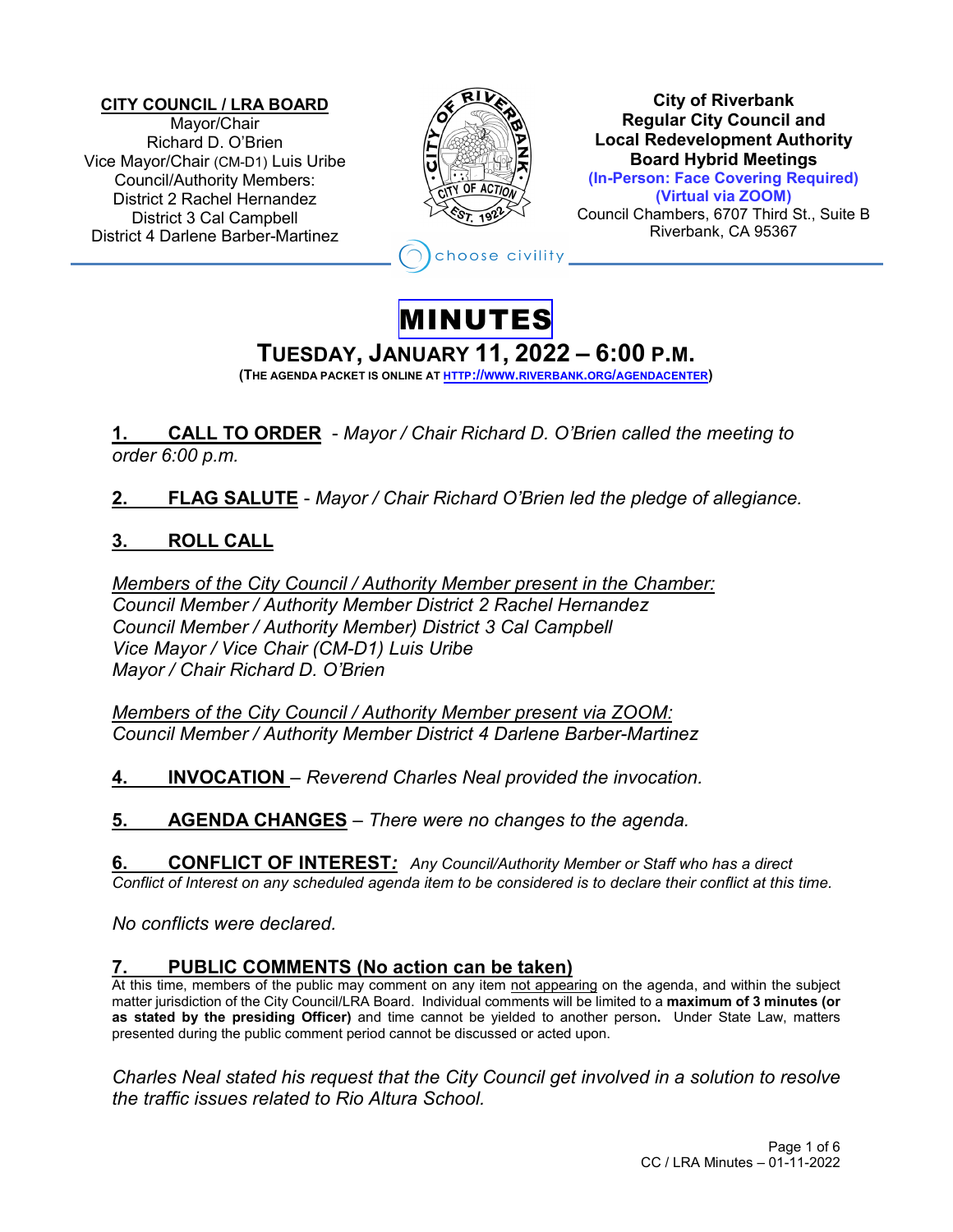**CITY COUNCIL / LRA BOARD**
Mayor/Chair
Richard D. O'Brien
Vice Mayor/Chair (CM-D1) Luis Uribe
Council/Authority Members:
District 2 Rachel Hernandez
District 3 Cal Campbell
District 4 Darlene Barber-Martinez

**City of Riverbank**
**Regular City Council and**
**Local Redevelopment Authority**
**Board Hybrid Meetings**
**(In-Person: Face Covering Required)**
**(Virtual via ZOOM)**
Council Chambers, 6707 Third St., Suite B
Riverbank, CA 95367

choose civility

# MINUTES

## TUESDAY, JANUARY 11, 2022 – 6:00 P.M.

**(THE AGENDA PACKET IS ONLINE AT HTTP://WWW.RIVERBANK.ORG/AGENDACENTER)**

**1. CALL TO ORDER** - *Mayor / Chair Richard D. O'Brien called the meeting to order 6:00 p.m.*

**2. FLAG SALUTE** - *Mayor / Chair Richard O'Brien led the pledge of allegiance.*

**3. ROLL CALL**

*Members of the City Council / Authority Member present in the Chamber:*
*Council Member / Authority Member District 2 Rachel Hernandez*
*Council Member / Authority Member) District 3 Cal Campbell*
*Vice Mayor / Vice Chair (CM-D1) Luis Uribe*
*Mayor / Chair Richard D. O'Brien*

*Members of the City Council / Authority Member present via ZOOM:*
*Council Member / Authority Member District 4 Darlene Barber-Martinez*

**4. INVOCATION** – *Reverend Charles Neal provided the invocation.*

**5. AGENDA CHANGES** – *There were no changes to the agenda.*

**6. CONFLICT OF INTEREST:** *Any Council/Authority Member or Staff who has a direct Conflict of Interest on any scheduled agenda item to be considered is to declare their conflict at this time.*

*No conflicts were declared.*

**7. PUBLIC COMMENTS (No action can be taken)**

At this time, members of the public may comment on any item not appearing on the agenda, and within the subject matter jurisdiction of the City Council/LRA Board. Individual comments will be limited to a **maximum of 3 minutes (or as stated by the presiding Officer)** and time cannot be yielded to another person**.** Under State Law, matters presented during the public comment period cannot be discussed or acted upon.

*Charles Neal stated his request that the City Council get involved in a solution to resolve the traffic issues related to Rio Altura School.*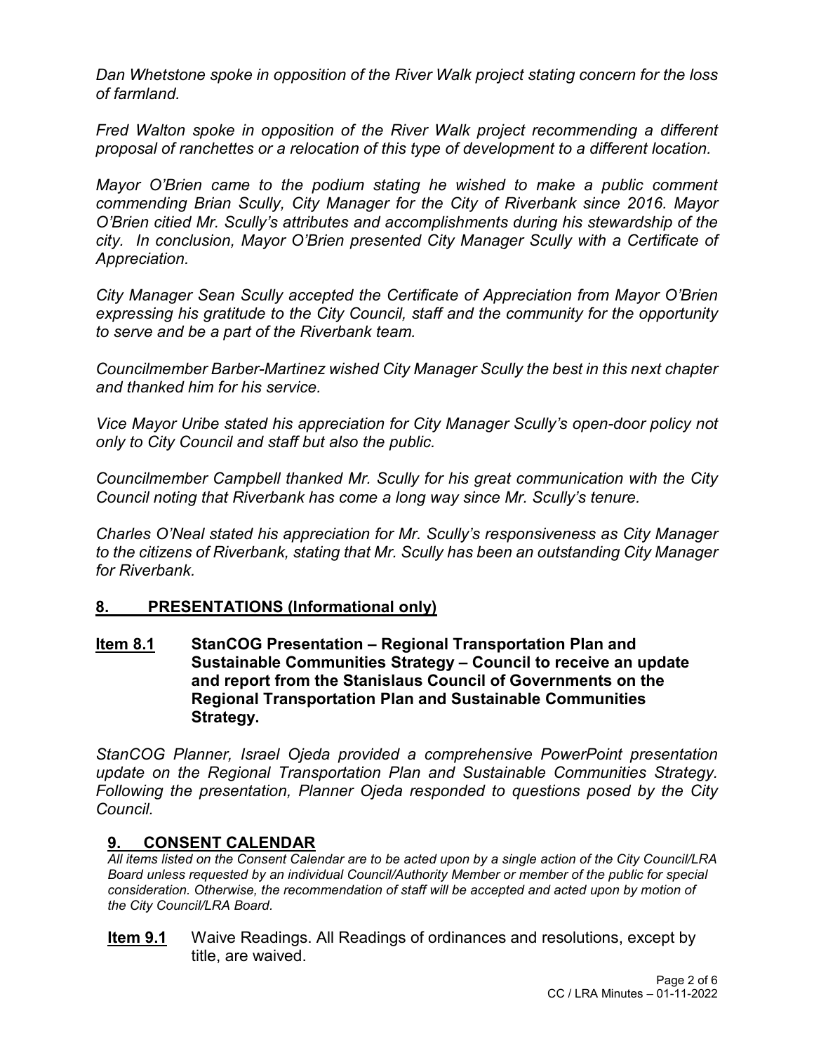*Dan Whetstone spoke in opposition of the River Walk project stating concern for the loss of farmland.*

*Fred Walton spoke in opposition of the River Walk project recommending a different proposal of ranchettes or a relocation of this type of development to a different location.*

*Mayor O'Brien came to the podium stating he wished to make a public comment commending Brian Scully, City Manager for the City of Riverbank since 2016. Mayor O'Brien citied Mr. Scully's attributes and accomplishments during his stewardship of the city. In conclusion, Mayor O'Brien presented City Manager Scully with a Certificate of Appreciation.*

*City Manager Sean Scully accepted the Certificate of Appreciation from Mayor O'Brien expressing his gratitude to the City Council, staff and the community for the opportunity to serve and be a part of the Riverbank team.*

*Councilmember Barber-Martinez wished City Manager Scully the best in this next chapter and thanked him for his service.*

*Vice Mayor Uribe stated his appreciation for City Manager Scully's open-door policy not only to City Council and staff but also the public.*

*Councilmember Campbell thanked Mr. Scully for his great communication with the City Council noting that Riverbank has come a long way since Mr. Scully's tenure.*

*Charles O'Neal stated his appreciation for Mr. Scully's responsiveness as City Manager to the citizens of Riverbank, stating that Mr. Scully has been an outstanding City Manager for Riverbank.*

## 8. PRESENTATIONS (Informational only)

**Item 8.1 StanCOG Presentation – Regional Transportation Plan and Sustainable Communities Strategy – Council to receive an update and report from the Stanislaus Council of Governments on the Regional Transportation Plan and Sustainable Communities Strategy.**

*StanCOG Planner, Israel Ojeda provided a comprehensive PowerPoint presentation update on the Regional Transportation Plan and Sustainable Communities Strategy. Following the presentation, Planner Ojeda responded to questions posed by the City Council.*

## 9. CONSENT CALENDAR

*All items listed on the Consent Calendar are to be acted upon by a single action of the City Council/LRA Board unless requested by an individual Council/Authority Member or member of the public for special consideration. Otherwise, the recommendation of staff will be accepted and acted upon by motion of the City Council/LRA Board.*

**Item 9.1** Waive Readings. All Readings of ordinances and resolutions, except by title, are waived.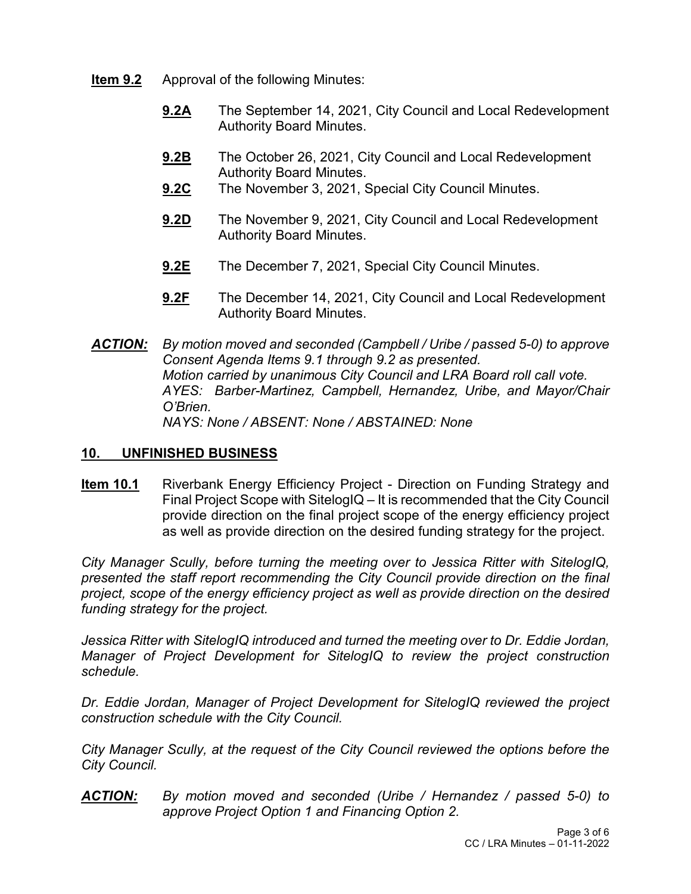**Item 9.2** Approval of the following Minutes:

- **9.2A** The September 14, 2021, City Council and Local Redevelopment Authority Board Minutes.
- **9.2B** The October 26, 2021, City Council and Local Redevelopment Authority Board Minutes.
- **9.2C** The November 3, 2021, Special City Council Minutes.
- **9.2D** The November 9, 2021, City Council and Local Redevelopment Authority Board Minutes.
- **9.2E** The December 7, 2021, Special City Council Minutes.
- **9.2F** The December 14, 2021, City Council and Local Redevelopment Authority Board Minutes.

***ACTION:*** *By motion moved and seconded (Campbell / Uribe / passed 5-0) to approve Consent Agenda Items 9.1 through 9.2 as presented.*
*Motion carried by unanimous City Council and LRA Board roll call vote.*
*AYES: Barber-Martinez, Campbell, Hernandez, Uribe, and Mayor/Chair O'Brien.*
*NAYS: None / ABSENT: None / ABSTAINED: None*

## 10. UNFINISHED BUSINESS

**Item 10.1** Riverbank Energy Efficiency Project - Direction on Funding Strategy and Final Project Scope with SitelogIQ – It is recommended that the City Council provide direction on the final project scope of the energy efficiency project as well as provide direction on the desired funding strategy for the project.

*City Manager Scully, before turning the meeting over to Jessica Ritter with SitelogIQ, presented the staff report recommending the City Council provide direction on the final project, scope of the energy efficiency project as well as provide direction on the desired funding strategy for the project.*

*Jessica Ritter with SitelogIQ introduced and turned the meeting over to Dr. Eddie Jordan, Manager of Project Development for SitelogIQ to review the project construction schedule.*

*Dr. Eddie Jordan, Manager of Project Development for SitelogIQ reviewed the project construction schedule with the City Council.*

*City Manager Scully, at the request of the City Council reviewed the options before the City Council.*

***ACTION:*** *By motion moved and seconded (Uribe / Hernandez / passed 5-0) to approve Project Option 1 and Financing Option 2.*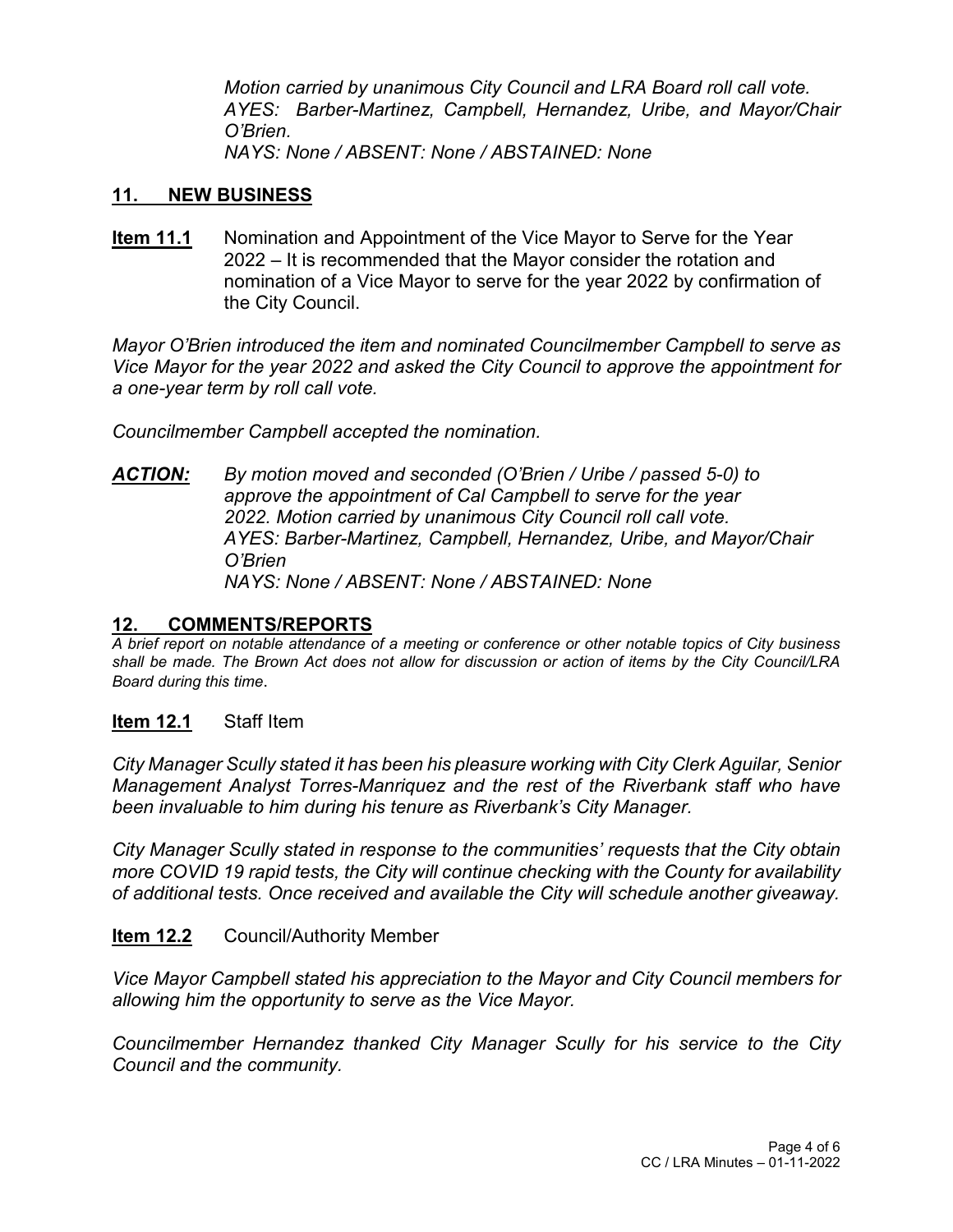*Motion carried by unanimous City Council and LRA Board roll call vote.*
*AYES: Barber-Martinez, Campbell, Hernandez, Uribe, and Mayor/Chair O'Brien.*
*NAYS: None / ABSENT: None / ABSTAINED: None*

## 11. NEW BUSINESS

**Item 11.1** Nomination and Appointment of the Vice Mayor to Serve for the Year 2022 – It is recommended that the Mayor consider the rotation and nomination of a Vice Mayor to serve for the year 2022 by confirmation of the City Council.

*Mayor O'Brien introduced the item and nominated Councilmember Campbell to serve as Vice Mayor for the year 2022 and asked the City Council to approve the appointment for a one-year term by roll call vote.*

*Councilmember Campbell accepted the nomination.*

***ACTION:*** *By motion moved and seconded (O'Brien / Uribe / passed 5-0) to approve the appointment of Cal Campbell to serve for the year 2022. Motion carried by unanimous City Council roll call vote.*
*AYES: Barber-Martinez, Campbell, Hernandez, Uribe, and Mayor/Chair O'Brien*
*NAYS: None / ABSENT: None / ABSTAINED: None*

## 12. COMMENTS/REPORTS

*A brief report on notable attendance of a meeting or conference or other notable topics of City business shall be made. The Brown Act does not allow for discussion or action of items by the City Council/LRA Board during this time.*

**Item 12.1** Staff Item

*City Manager Scully stated it has been his pleasure working with City Clerk Aguilar, Senior Management Analyst Torres-Manriquez and the rest of the Riverbank staff who have been invaluable to him during his tenure as Riverbank's City Manager.*

*City Manager Scully stated in response to the communities' requests that the City obtain more COVID 19 rapid tests, the City will continue checking with the County for availability of additional tests. Once received and available the City will schedule another giveaway.*

**Item 12.2** Council/Authority Member

*Vice Mayor Campbell stated his appreciation to the Mayor and City Council members for allowing him the opportunity to serve as the Vice Mayor.*

*Councilmember Hernandez thanked City Manager Scully for his service to the City Council and the community.*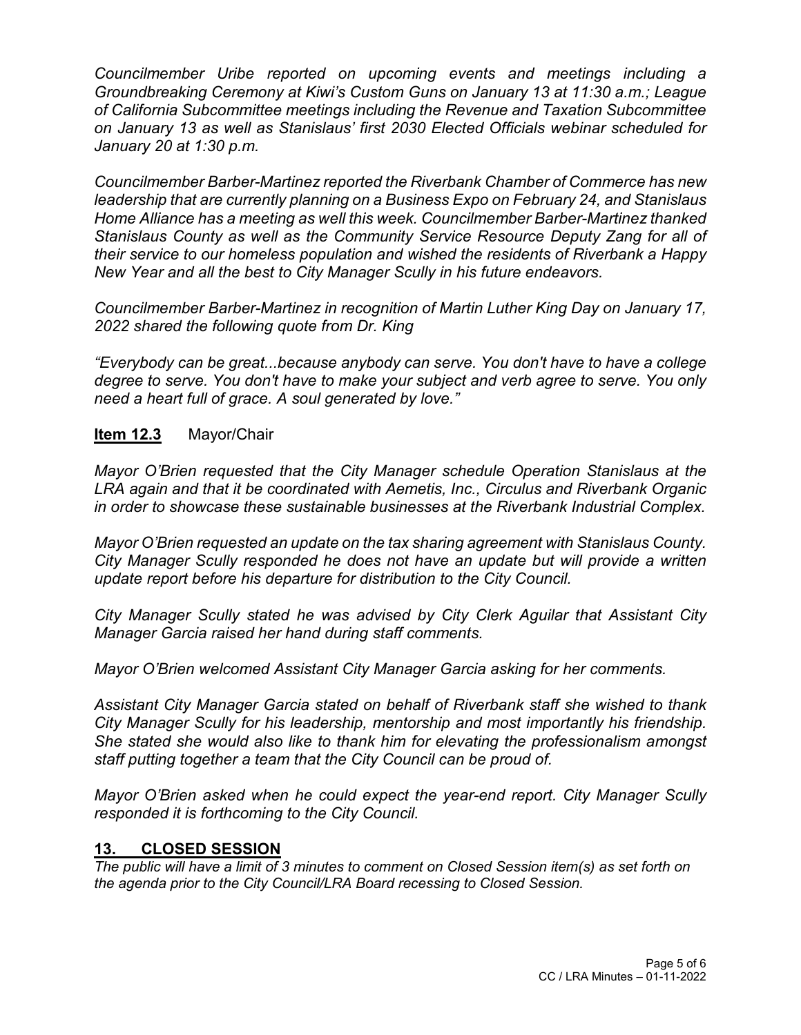*Councilmember Uribe reported on upcoming events and meetings including a Groundbreaking Ceremony at Kiwi's Custom Guns on January 13 at 11:30 a.m.; League of California Subcommittee meetings including the Revenue and Taxation Subcommittee on January 13 as well as Stanislaus' first 2030 Elected Officials webinar scheduled for January 20 at 1:30 p.m.*

*Councilmember Barber-Martinez reported the Riverbank Chamber of Commerce has new leadership that are currently planning on a Business Expo on February 24, and Stanislaus Home Alliance has a meeting as well this week. Councilmember Barber-Martinez thanked Stanislaus County as well as the Community Service Resource Deputy Zang for all of their service to our homeless population and wished the residents of Riverbank a Happy New Year and all the best to City Manager Scully in his future endeavors.*

*Councilmember Barber-Martinez in recognition of Martin Luther King Day on January 17, 2022 shared the following quote from Dr. King*

*"Everybody can be great...because anybody can serve. You don't have to have a college degree to serve. You don't have to make your subject and verb agree to serve. You only need a heart full of grace. A soul generated by love."*

**Item 12.3** Mayor/Chair

*Mayor O'Brien requested that the City Manager schedule Operation Stanislaus at the LRA again and that it be coordinated with Aemetis, Inc., Circulus and Riverbank Organic in order to showcase these sustainable businesses at the Riverbank Industrial Complex.*

*Mayor O'Brien requested an update on the tax sharing agreement with Stanislaus County. City Manager Scully responded he does not have an update but will provide a written update report before his departure for distribution to the City Council.*

*City Manager Scully stated he was advised by City Clerk Aguilar that Assistant City Manager Garcia raised her hand during staff comments.*

*Mayor O'Brien welcomed Assistant City Manager Garcia asking for her comments.*

*Assistant City Manager Garcia stated on behalf of Riverbank staff she wished to thank City Manager Scully for his leadership, mentorship and most importantly his friendship. She stated she would also like to thank him for elevating the professionalism amongst staff putting together a team that the City Council can be proud of.*

*Mayor O'Brien asked when he could expect the year-end report. City Manager Scully responded it is forthcoming to the City Council.*

## 13. CLOSED SESSION

*The public will have a limit of 3 minutes to comment on Closed Session item(s) as set forth on the agenda prior to the City Council/LRA Board recessing to Closed Session.*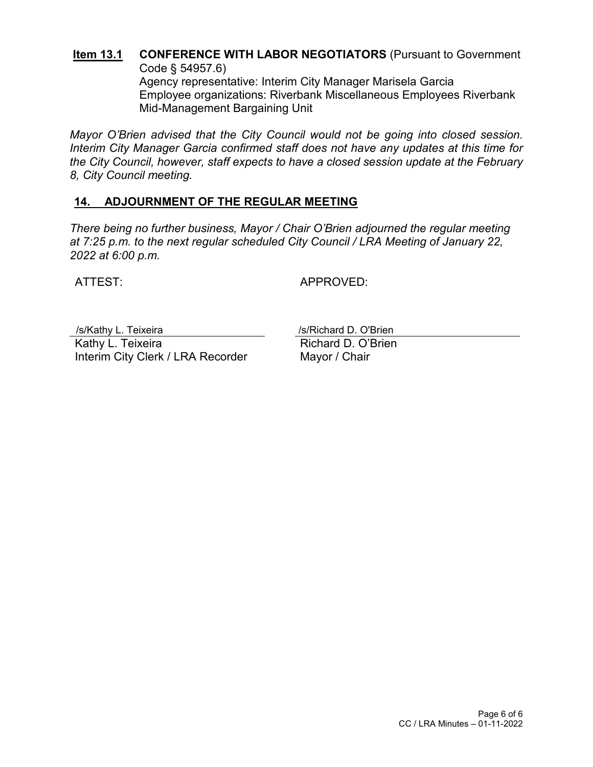**Item 13.1 CONFERENCE WITH LABOR NEGOTIATORS** (Pursuant to Government Code § 54957.6)
Agency representative: Interim City Manager Marisela Garcia
Employee organizations: Riverbank Miscellaneous Employees Riverbank Mid-Management Bargaining Unit

*Mayor O'Brien advised that the City Council would not be going into closed session. Interim City Manager Garcia confirmed staff does not have any updates at this time for the City Council, however, staff expects to have a closed session update at the February 8, City Council meeting.*

## 14. ADJOURNMENT OF THE REGULAR MEETING

*There being no further business, Mayor / Chair O'Brien adjourned the regular meeting at 7:25 p.m. to the next regular scheduled City Council / LRA Meeting of January 22, 2022 at 6:00 p.m.*

ATTEST:

/s/Kathy L. Teixeira
Kathy L. Teixeira
Interim City Clerk / LRA Recorder

APPROVED:

/s/Richard D. O'Brien
Richard D. O'Brien
Mayor / Chair